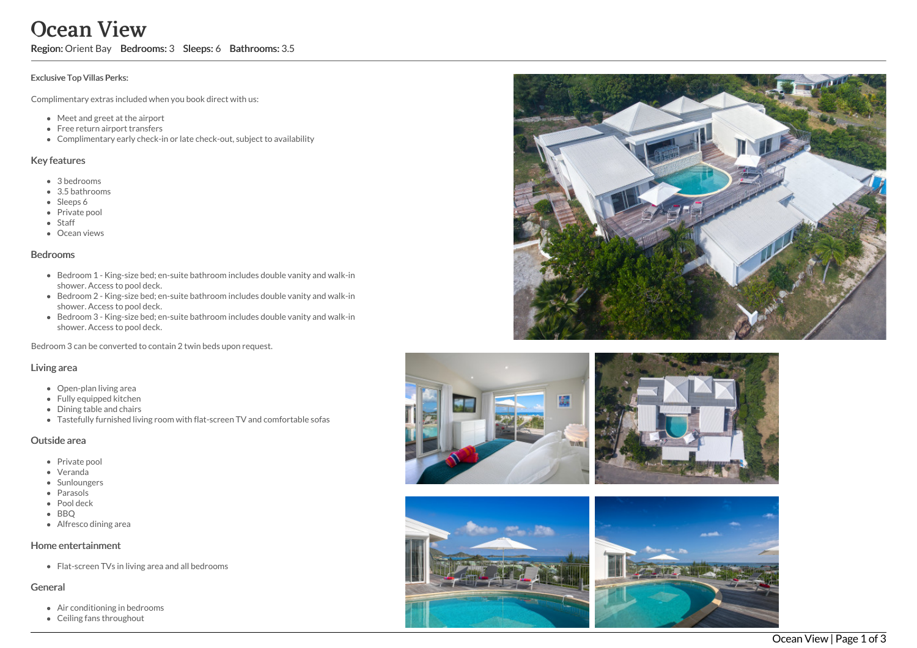# Ocean View

**Region:** Orient Bay **Bedrooms:** 3 **Sleeps:** 6 **Bathrooms:** 3.5

**Exclusive Top Villas Perks:**

Complimentary extras included when you book direct with us:

- Meet and greet at the airport
- Free return airport transfers
- Complimentary early check-in or late check-out, subject to availability

## Key features

- 3 bedrooms
- 3.5 bathrooms
- Sleeps 6
- Private pool
- Staff
- Ocean views

## Bedrooms

- Bedroom 1 - King-size bed; en-suite bathroom includes double vanity and walk-in shower. Access to pool deck.
- Bedroom 2 - King-size bed; en-suite bathroom includes double vanity and walk-in shower. Access to pool deck.
- Bedroom 3 - King-size bed; en-suite bathroom includes double vanity and walk-in shower. Access to pool deck.

Bedroom 3 can be converted to contain 2 twin beds upon request.

## Living area

- Open-plan living area
- Fully equipped kitchen
- Dining table and chairs
- Tastefully furnished living room with flat-screen TV and comfortable sofas

## Outside area

- Private pool
- Veranda
- Sunloungers
- Parasols
- Pool deck
- BBQ
- Alfresco dining area

## Home entertainment

- Flat-screen TVs in living area and all bedrooms

## General

- Air conditioning in bedrooms
- Ceiling fans throughout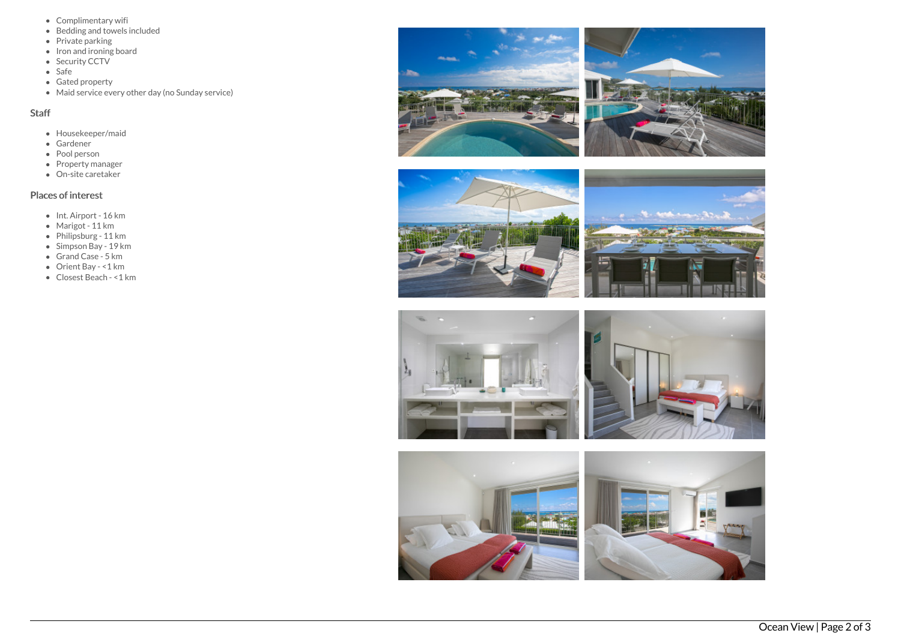- Complimentary wifi
- Bedding and towels included
- Private parking
- Iron and ironing board
- Security CCTV
- Safe
- Gated property
- Maid service every other day (no Sunday service)

## Staff

- Housekeeper/maid
- Gardener
- Pool person
- Property manager
- On-site caretaker

## Places of interest

- Int. Airport - 16 km
- Marigot - 11 km
- Philipsburg - 11 km
- Simpson Bay - 19 km
- Grand Case - 5 km
- Orient Bay - <1 km
- Closest Beach - <1 km